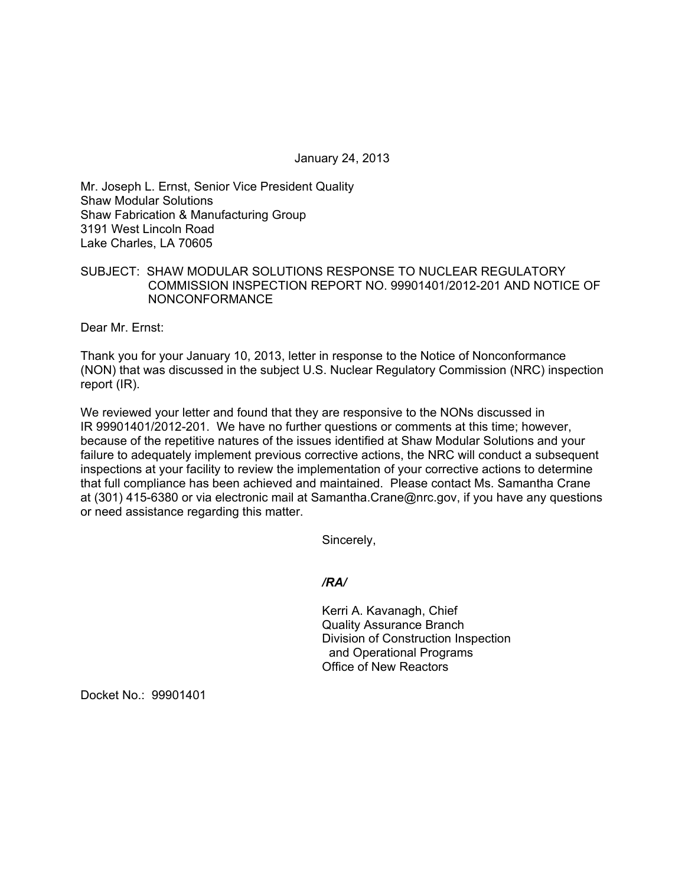January 24, 2013

Mr. Joseph L. Ernst, Senior Vice President Quality
Shaw Modular Solutions
Shaw Fabrication & Manufacturing Group
3191 West Lincoln Road
Lake Charles, LA 70605

SUBJECT: SHAW MODULAR SOLUTIONS RESPONSE TO NUCLEAR REGULATORY COMMISSION INSPECTION REPORT NO. 99901401/2012-201 AND NOTICE OF NONCONFORMANCE

Dear Mr. Ernst:

Thank you for your January 10, 2013, letter in response to the Notice of Nonconformance (NON) that was discussed in the subject U.S. Nuclear Regulatory Commission (NRC) inspection report (IR).

We reviewed your letter and found that they are responsive to the NONs discussed in IR 99901401/2012-201. We have no further questions or comments at this time; however, because of the repetitive natures of the issues identified at Shaw Modular Solutions and your failure to adequately implement previous corrective actions, the NRC will conduct a subsequent inspections at your facility to review the implementation of your corrective actions to determine that full compliance has been achieved and maintained. Please contact Ms. Samantha Crane at (301) 415-6380 or via electronic mail at Samantha.Crane@nrc.gov, if you have any questions or need assistance regarding this matter.

Sincerely,

*/RA/*

Kerri A. Kavanagh, Chief
Quality Assurance Branch
Division of Construction Inspection
and Operational Programs
Office of New Reactors

Docket No.: 99901401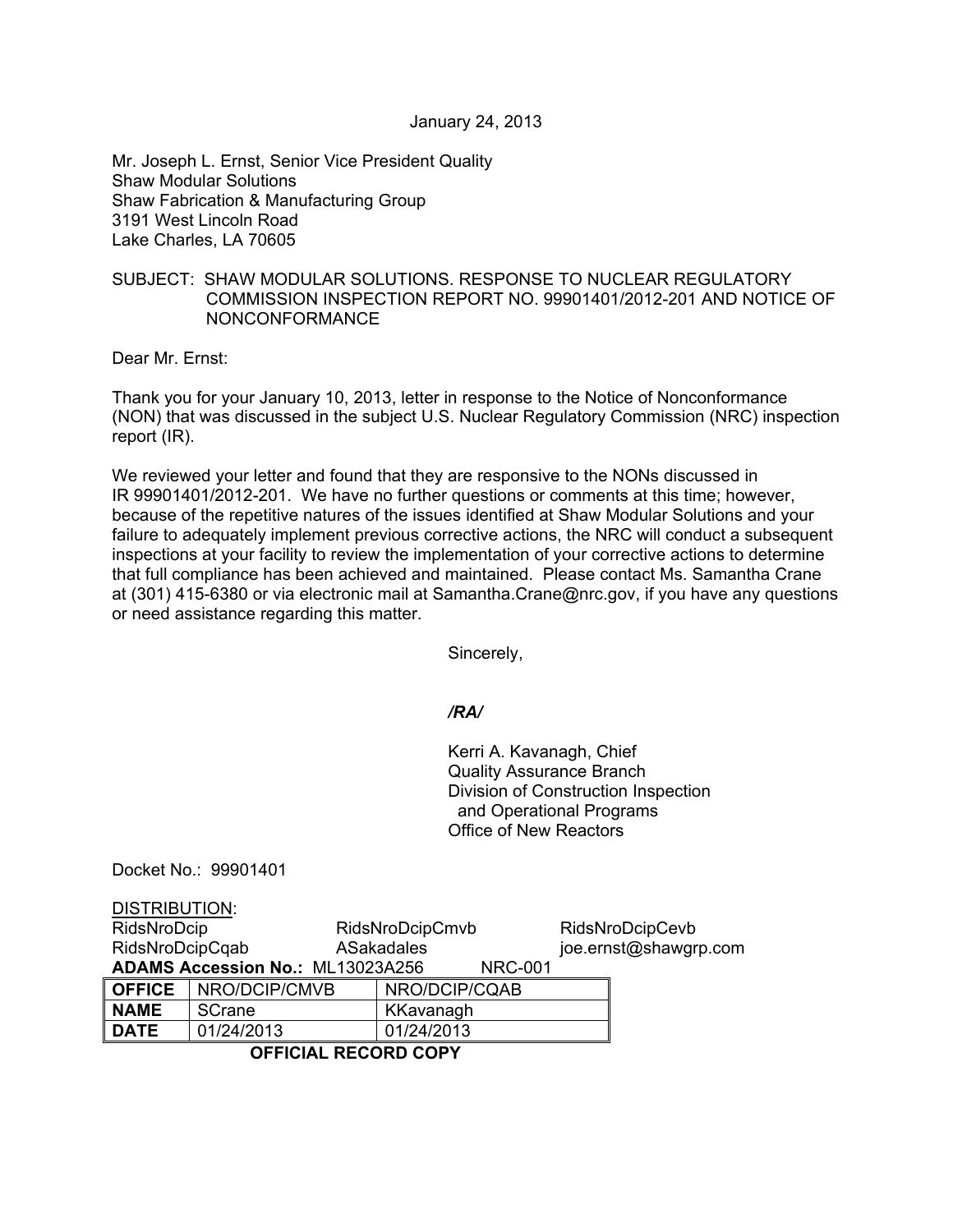January 24, 2013

Mr. Joseph L. Ernst, Senior Vice President Quality
Shaw Modular Solutions
Shaw Fabrication & Manufacturing Group
3191 West Lincoln Road
Lake Charles, LA 70605

SUBJECT: SHAW MODULAR SOLUTIONS. RESPONSE TO NUCLEAR REGULATORY COMMISSION INSPECTION REPORT NO. 99901401/2012-201 AND NOTICE OF NONCONFORMANCE

Dear Mr. Ernst:

Thank you for your January 10, 2013, letter in response to the Notice of Nonconformance (NON) that was discussed in the subject U.S. Nuclear Regulatory Commission (NRC) inspection report (IR).

We reviewed your letter and found that they are responsive to the NONs discussed in IR 99901401/2012-201. We have no further questions or comments at this time; however, because of the repetitive natures of the issues identified at Shaw Modular Solutions and your failure to adequately implement previous corrective actions, the NRC will conduct a subsequent inspections at your facility to review the implementation of your corrective actions to determine that full compliance has been achieved and maintained. Please contact Ms. Samantha Crane at (301) 415-6380 or via electronic mail at Samantha.Crane@nrc.gov, if you have any questions or need assistance regarding this matter.

Sincerely,

*/RA/*

Kerri A. Kavanagh, Chief
Quality Assurance Branch
Division of Construction Inspection
and Operational Programs
Office of New Reactors

Docket No.: 99901401

DISTRIBUTION:
RidsNroDcip RidsNroDcipCmvb RidsNroDcipCevb
RidsNroDcipCqab ASakadales joe.ernst@shawgrp.com

**ADAMS Accession No.:** ML13023A256 NRC-001

| **OFFICE** | NRO/DCIP/CMVB | NRO/DCIP/CQAB |
|---|---|---|
| **NAME** | SCrane | KKavanagh |
| **DATE** | 01/24/2013 | 01/24/2013 |

**OFFICIAL RECORD COPY**